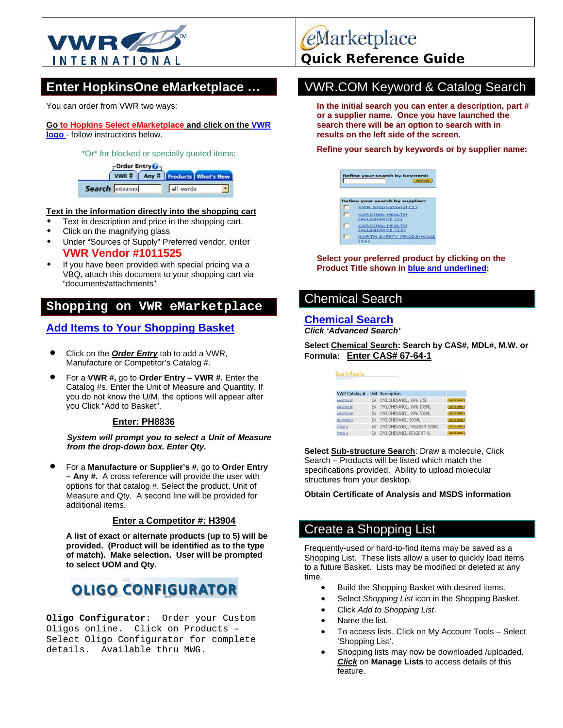VWR INTERNATIONAL

eMarketplace
**Quick Reference Guide**

## Enter HopkinsOne eMarketplace …

You can order from VWR two ways:

**Go to Hopkins Select eMarketplace and click on the VWR logo** - follow instructions below.

*Or* for blocked or specially quoted items:

**Text in the information directly into the shopping cart**

- Text in description and price in the shopping cart.
- Click on the magnifying glass
- Under "Sources of Supply" Preferred vendor, enter **VWR Vendor #1011525**
- If you have been provided with special pricing via a VBQ, attach this document to your shopping cart via "documents/attachments"

## Shopping on VWR eMarketplace

### Add Items to Your Shopping Basket

- Click on the ***Order Entry*** tab to add a VWR, Manufacture or Competitor's Catalog #.
- For a **VWR #,** go to **Order Entry – VWR #.** Enter the Catalog #s. Enter the Unit of Measure and Quantity. If you do not know the U/M, the options will appear after you Click "Add to Basket".

  **Enter: PH8836**

  ***System will prompt you to select a Unit of Measure from the drop-down box. Enter Qty.***

- For a **Manufacture or Supplier's #**, go to **Order Entry – Any #.** A cross reference will provide the user with options for that catalog #. Select the product, Unit of Measure and Qty. A second line will be provided for additional items.

  **Enter a Competitor #: H3904**

  **A list of exact or alternate products (up to 5) will be provided. (Product will be identified as to the type of match). Make selection. User will be prompted to select UOM and Qty.**

**OLIGO CONFIGURATOR**

**Oligo Configurator**: Order your Custom Oligos online. Click on Products – Select Oligo Configurator for complete details. Available thru MWG.

## VWR.COM Keyword & Catalog Search

**In the initial search you can enter a description, part # or a supplier name. Once you have launched the search there will be an option to search with in results on the left side of the screen.**

**Refine your search by keywords or by supplier name:**

**Select your preferred product by clicking on the Product Title shown in blue and underlined:**

## Chemical Search

### Chemical Search

***Click 'Advanced Search'***

**Select Chemical Search: Search by CAS#, MDL#, M.W. or Formula: Enter CAS# 67-64-1**

**Select Sub-structure Search**: Draw a molecule, Click Search – Products will be listed which match the specifications provided. Ability to upload molecular structures from your desktop.

**Obtain Certificate of Analysis and MSDS information**

## Create a Shopping List

Frequently-used or hard-to-find items may be saved as a Shopping List. These lists allow a user to quickly load items to a future Basket. Lists may be modified or deleted at any time.

- Build the Shopping Basket with desired items.
- Select *Shopping List* icon in the Shopping Basket.
- Click *Add to Shopping List*.
- Name the list.
- To access lists, Click on My Account Tools – Select 'Shopping List'.
- Shopping lists may now be downloaded /uploaded. ***Click*** on **Manage Lists** to access details of this feature.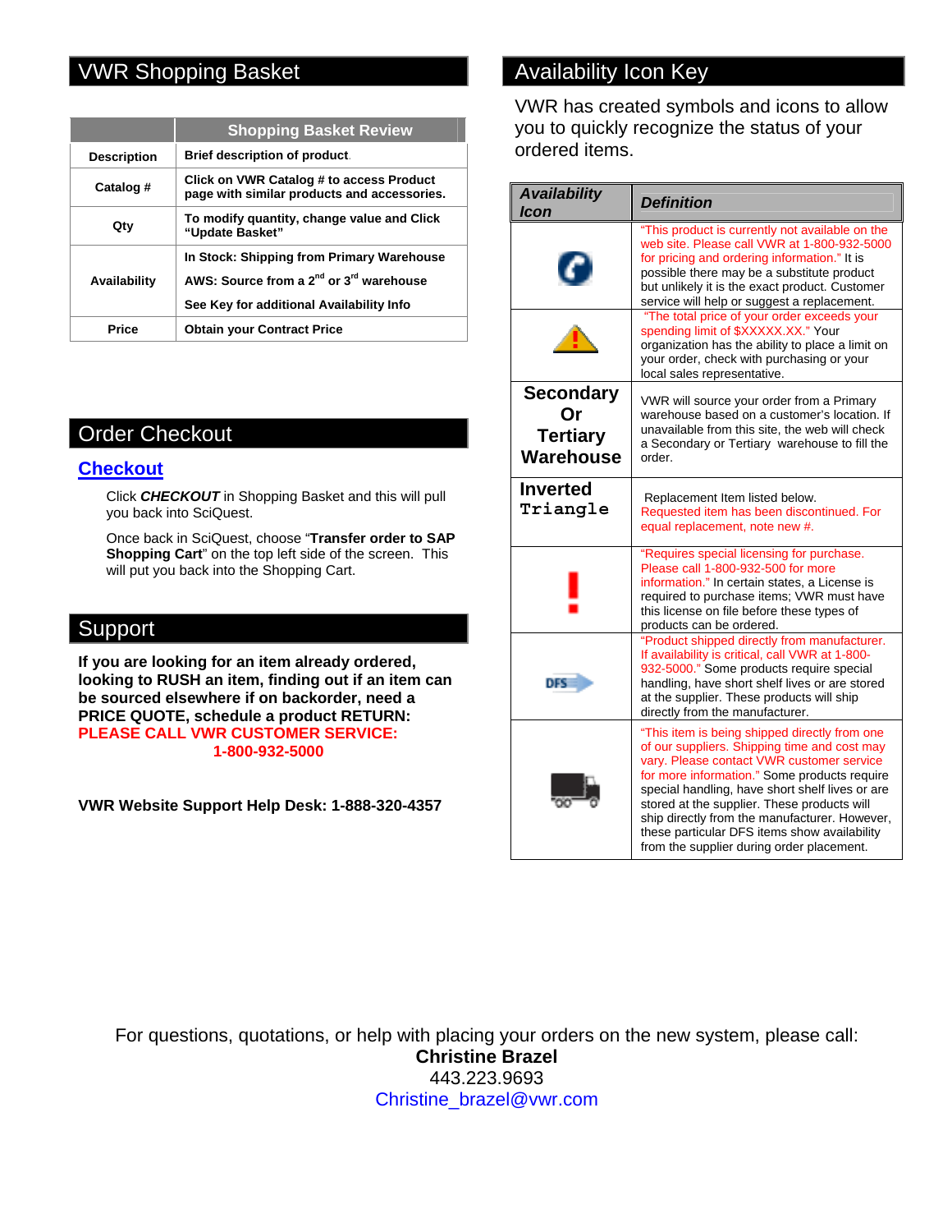## VWR Shopping Basket

| | Shopping Basket Review |
|---|---|
| **Description** | **Brief description of product.** |
| **Catalog #** | **Click on VWR Catalog # to access Product page with similar products and accessories.** |
| **Qty** | **To modify quantity, change value and Click "Update Basket"** |
| **Availability** | **In Stock: Shipping from Primary Warehouse**<br>**AWS: Source from a 2nd or 3rd warehouse**<br>**See Key for additional Availability Info** |
| **Price** | **Obtain your Contract Price** |

## Order Checkout

### Checkout

Click ***CHECKOUT*** in Shopping Basket and this will pull you back into SciQuest.

Once back in SciQuest, choose "**Transfer order to SAP Shopping Cart**" on the top left side of the screen. This will put you back into the Shopping Cart.

## Support

**If you are looking for an item already ordered, looking to RUSH an item, finding out if an item can be sourced elsewhere if on backorder, need a PRICE QUOTE, schedule a product RETURN:**
**PLEASE CALL VWR CUSTOMER SERVICE:**
**1-800-932-5000**

**VWR Website Support Help Desk: 1-888-320-4357**

## Availability Icon Key

VWR has created symbols and icons to allow you to quickly recognize the status of your ordered items.

| *Availability Icon* | *Definition* |
|---|---|
| | "This product is currently not available on the web site. Please call VWR at 1-800-932-5000 for pricing and ordering information." It is possible there may be a substitute product but unlikely it is the exact product. Customer service will help or suggest a replacement. |
| | "The total price of your order exceeds your spending limit of $XXXXX.XX." Your organization has the ability to place a limit on your order, check with purchasing or your local sales representative. |
| **Secondary Or Tertiary Warehouse** | VWR will source your order from a Primary warehouse based on a customer's location. If unavailable from this site, the web will check a Secondary or Tertiary warehouse to fill the order. |
| **Inverted Triangle** | Replacement Item listed below. Requested item has been discontinued. For equal replacement, note new #. |
| ! | "Requires special licensing for purchase. Please call 1-800-932-500 for more information." In certain states, a License is required to purchase items; VWR must have this license on file before these types of products can be ordered. |
| DFS | "Product shipped directly from manufacturer. If availability is critical, call VWR at 1-800-932-5000." Some products require special handling, have short shelf lives or are stored at the supplier. These products will ship directly from the manufacturer. |
| | "This item is being shipped directly from one of our suppliers. Shipping time and cost may vary. Please contact VWR customer service for more information." Some products require special handling, have short shelf lives or are stored at the supplier. These products will ship directly from the manufacturer. However, these particular DFS items show availability from the supplier during order placement. |

For questions, quotations, or help with placing your orders on the new system, please call:
**Christine Brazel**
443.223.9693
Christine_brazel@vwr.com